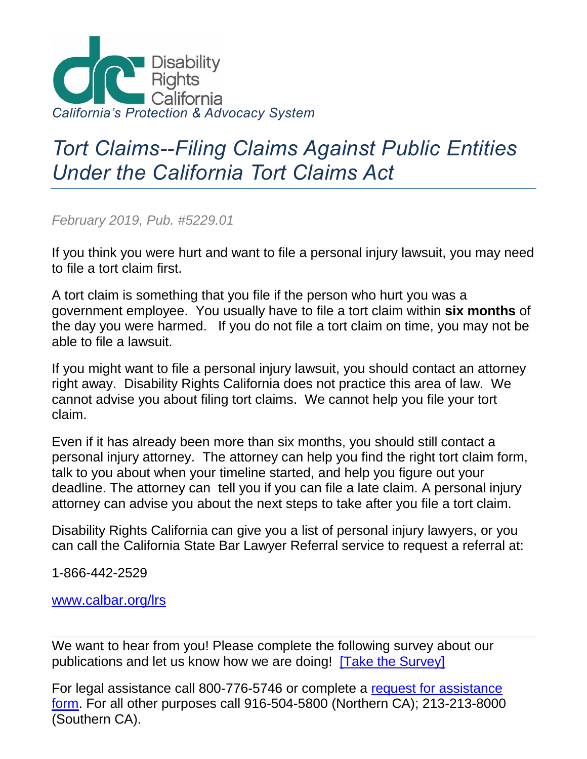Disability Rights California

*California's Protection & Advocacy System*

# *Tort Claims--Filing Claims Against Public Entities Under the California Tort Claims Act*

*February 2019, Pub. #5229.01*

If you think you were hurt and want to file a personal injury lawsuit, you may need to file a tort claim first.

A tort claim is something that you file if the person who hurt you was a government employee. You usually have to file a tort claim within **six months** of the day you were harmed. If you do not file a tort claim on time, you may not be able to file a lawsuit.

If you might want to file a personal injury lawsuit, you should contact an attorney right away. Disability Rights California does not practice this area of law. We cannot advise you about filing tort claims. We cannot help you file your tort claim.

Even if it has already been more than six months, you should still contact a personal injury attorney. The attorney can help you find the right tort claim form, talk to you about when your timeline started, and help you figure out your deadline. The attorney can tell you if you can file a late claim. A personal injury attorney can advise you about the next steps to take after you file a tort claim.

Disability Rights California can give you a list of personal injury lawyers, or you can call the California State Bar Lawyer Referral service to request a referral at:

1-866-442-2529

[www.calbar.org/lrs](www.calbar.org/lrs)

---

We want to hear from you! Please complete the following survey about our publications and let us know how we are doing! [Take the Survey]

For legal assistance call 800-776-5746 or complete a request for assistance form. For all other purposes call 916-504-5800 (Northern CA); 213-213-8000 (Southern CA).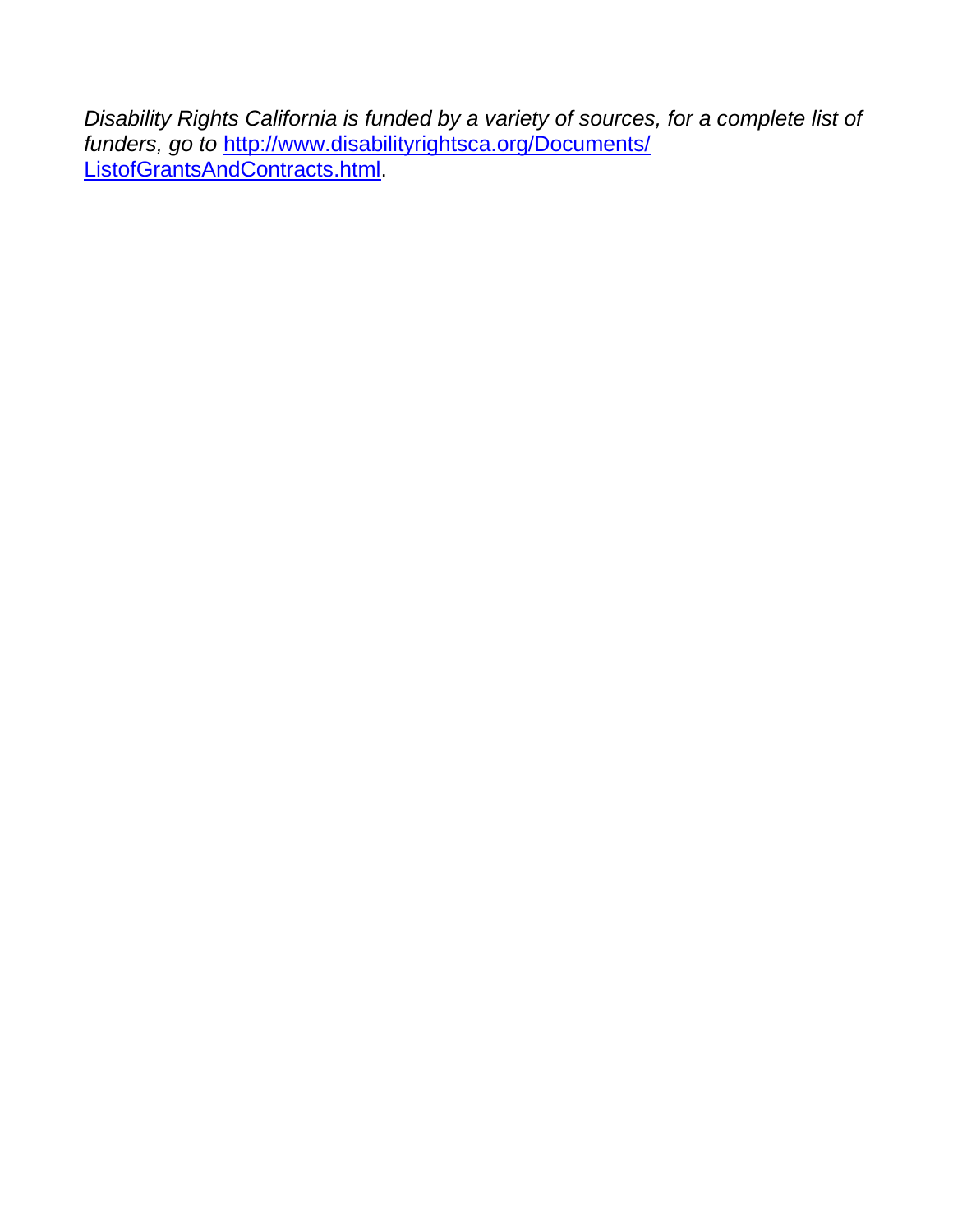*Disability Rights California is funded by a variety of sources, for a complete list of funders, go to* [http://www.disabilityrightsca.org/Documents/ListofGrantsAndContracts.html](http://www.disabilityrightsca.org/Documents/ListofGrantsAndContracts.html).